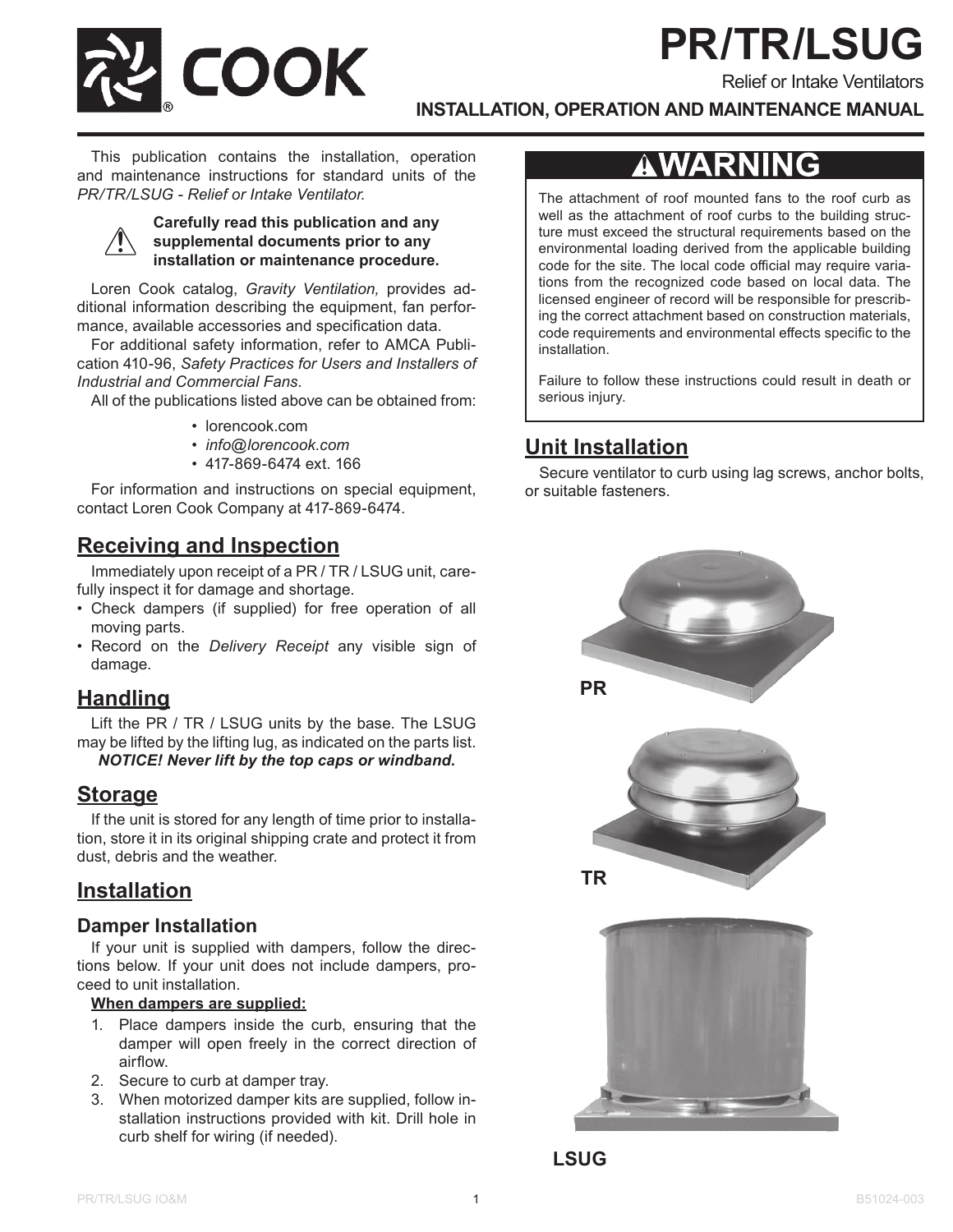# PR/TR/LSUG

Relief or Intake Ventilators

**INSTALLATION, OPERATION AND MAINTENANCE MANUAL**

This publication contains the installation, operation and maintenance instructions for standard units of the *PR/TR/LSUG - Relief or Intake Ventilator.*

**Carefully read this publication and any supplemental documents prior to any installation or maintenance procedure.**

Loren Cook catalog, *Gravity Ventilation,* provides additional information describing the equipment, fan performance, available accessories and specification data.

For additional safety information, refer to AMCA Publication 410-96, *Safety Practices for Users and Installers of Industrial and Commercial Fans*.

All of the publications listed above can be obtained from:

- lorencook.com
- *info@lorencook.com*
- 417-869-6474 ext. 166

For information and instructions on special equipment, contact Loren Cook Company at 417-869-6474.

## Receiving and Inspection

Immediately upon receipt of a PR / TR / LSUG unit, carefully inspect it for damage and shortage.

- Check dampers (if supplied) for free operation of all moving parts.
- Record on the *Delivery Receipt* any visible sign of damage.

## Handling

Lift the PR / TR / LSUG units by the base. The LSUG may be lifted by the lifting lug, as indicated on the parts list.

***NOTICE! Never lift by the top caps or windband.***

## Storage

If the unit is stored for any length of time prior to installation, store it in its original shipping crate and protect it from dust, debris and the weather.

## Installation

### Damper Installation

If your unit is supplied with dampers, follow the directions below. If your unit does not include dampers, proceed to unit installation.

**When dampers are supplied:**

1. Place dampers inside the curb, ensuring that the damper will open freely in the correct direction of airflow.
2. Secure to curb at damper tray.
3. When motorized damper kits are supplied, follow installation instructions provided with kit. Drill hole in curb shelf for wiring (if needed).

## ⚠WARNING

The attachment of roof mounted fans to the roof curb as well as the attachment of roof curbs to the building structure must exceed the structural requirements based on the environmental loading derived from the applicable building code for the site. The local code official may require variations from the recognized code based on local data. The licensed engineer of record will be responsible for prescribing the correct attachment based on construction materials, code requirements and environmental effects specific to the installation.

Failure to follow these instructions could result in death or serious injury.

## Unit Installation

Secure ventilator to curb using lag screws, anchor bolts, or suitable fasteners.

PR

TR

LSUG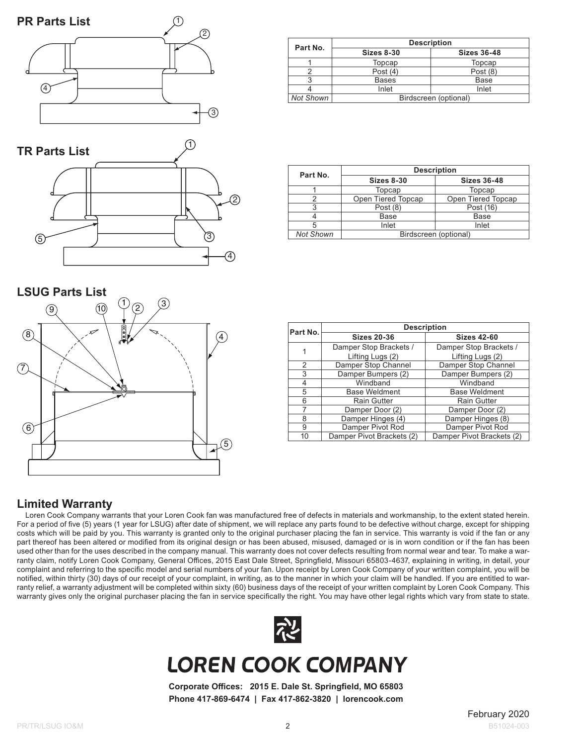## PR Parts List

| Part No. | Description | |
|---|---|---|
| | Sizes 8-30 | Sizes 36-48 |
| 1 | Topcap | Topcap |
| 2 | Post (4) | Post (8) |
| 3 | Bases | Base |
| 4 | Inlet | Inlet |
| *Not Shown* | Birdscreen (optional) | |

## TR Parts List

| Part No. | Description | |
|---|---|---|
| | Sizes 8-30 | Sizes 36-48 |
| 1 | Topcap | Topcap |
| 2 | Open Tiered Topcap | Open Tiered Topcap |
| 3 | Post (8) | Post (16) |
| 4 | Base | Base |
| 5 | Inlet | Inlet |
| *Not Shown* | Birdscreen (optional) | |

## LSUG Parts List

| Part No. | Description | |
|---|---|---|
| | Sizes 20-36 | Sizes 42-60 |
| 1 | Damper Stop Brackets / Lifting Lugs (2) | Damper Stop Brackets / Lifting Lugs (2) |
| 2 | Damper Stop Channel | Damper Stop Channel |
| 3 | Damper Bumpers (2) | Damper Bumpers (2) |
| 4 | Windband | Windband |
| 5 | Base Weldment | Base Weldment |
| 6 | Rain Gutter | Rain Gutter |
| 7 | Damper Door (2) | Damper Door (2) |
| 8 | Damper Hinges (4) | Damper Hinges (8) |
| 9 | Damper Pivot Rod | Damper Pivot Rod |
| 10 | Damper Pivot Brackets (2) | Damper Pivot Brackets (2) |

## Limited Warranty

Loren Cook Company warrants that your Loren Cook fan was manufactured free of defects in materials and workmanship, to the extent stated herein. For a period of five (5) years (1 year for LSUG) after date of shipment, we will replace any parts found to be defective without charge, except for shipping costs which will be paid by you. This warranty is granted only to the original purchaser placing the fan in service. This warranty is void if the fan or any part thereof has been altered or modified from its original design or has been abused, misused, damaged or is in worn condition or if the fan has been used other than for the uses described in the company manual. This warranty does not cover defects resulting from normal wear and tear. To make a warranty claim, notify Loren Cook Company, General Offices, 2015 East Dale Street, Springfield, Missouri 65803-4637, explaining in writing, in detail, your complaint and referring to the specific model and serial numbers of your fan. Upon receipt by Loren Cook Company of your written complaint, you will be notified, within thirty (30) days of our receipt of your complaint, in writing, as to the manner in which your claim will be handled. If you are entitled to warranty relief, a warranty adjustment will be completed within sixty (60) business days of the receipt of your written complaint by Loren Cook Company. This warranty gives only the original purchaser placing the fan in service specifically the right. You may have other legal rights which vary from state to state.

**LOREN COOK COMPANY**

**Corporate Offices: 2015 E. Dale St. Springfield, MO 65803**
**Phone 417-869-6474 | Fax 417-862-3820 | lorencook.com**

February 2020